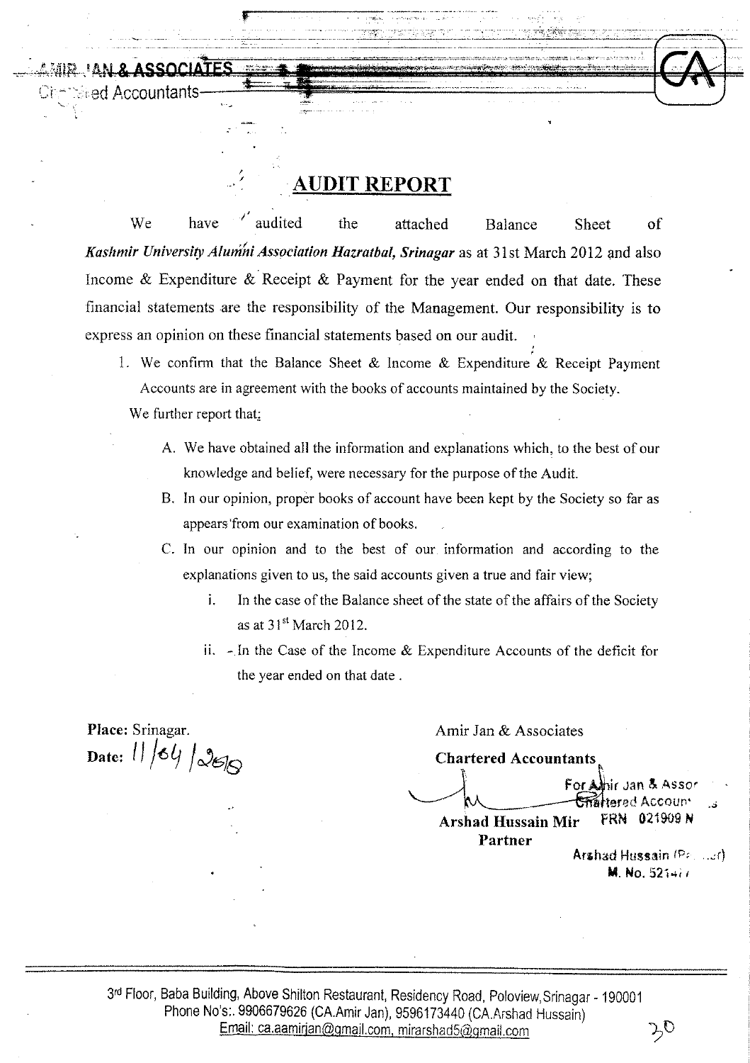AMIR JAN & ASSOCIATES
Chartered Accountants

# AUDIT REPORT

We have audited the attached Balance Sheet of *Kashmir University Alumni Association Hazratbal, Srinagar* as at 31st March 2012 and also Income & Expenditure & Receipt & Payment for the year ended on that date. These financial statements are the responsibility of the Management. Our responsibility is to express an opinion on these financial statements based on our audit.

1. We confirm that the Balance Sheet & Income & Expenditure & Receipt Payment Accounts are in agreement with the books of accounts maintained by the Society.

We further report that;

A. We have obtained all the information and explanations which, to the best of our knowledge and belief, were necessary for the purpose of the Audit.

B. In our opinion, proper books of account have been kept by the Society so far as appears from our examination of books.

C. In our opinion and to the best of our information and according to the explanations given to us, the said accounts given a true and fair view;

   i. In the case of the Balance sheet of the state of the affairs of the Society as at 31st March 2012.

   ii. In the Case of the Income & Expenditure Accounts of the deficit for the year ended on that date .

**Place:** Srinagar.
**Date:** 11/04/2018

Amir Jan & Associates
**Chartered Accountants**

For Amir Jan & Associates
Chartered Accountants
FRN 021909 N

**Arshad Hussain Mir**
**Partner**

Arshad Hussain (Partner)
M. No. 521477

3rd Floor, Baba Building, Above Shilton Restaurant, Residency Road, Poloview, Srinagar - 190001
Phone No's:. 9906679626 (CA.Amir Jan), 9596173440 (CA.Arshad Hussain)
Email: ca.aamirjan@gmail.com, mirarshad5@gmail.com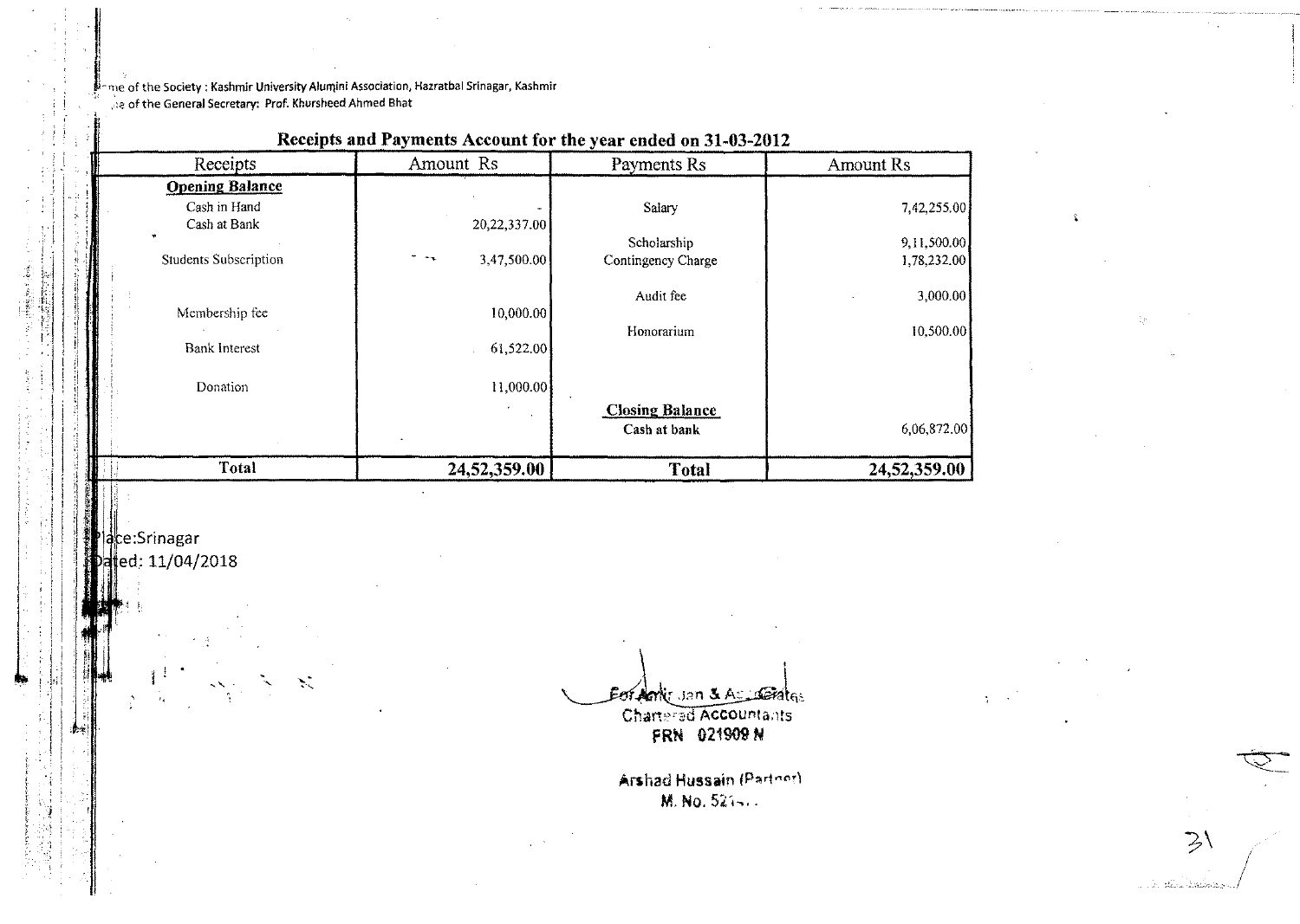Name of the Society : Kashmir University Alumini Association, Hazratbal Srinagar, Kashmir
Name of the General Secretary: Prof. Khursheed Ahmed Bhat

## Receipts and Payments Account for the year ended on 31-03-2012

| Receipts | Amount Rs | Payments Rs | Amount Rs |
|---|---|---|---|
| **Opening Balance** | | | |
| Cash in Hand | - | Salary | 7,42,255.00 |
| Cash at Bank | 20,22,337.00 | | |
| | | Scholarship | 9,11,500.00 |
| Students Subscription | 3,47,500.00 | Contingency Charge | 1,78,232.00 |
| | | Audit fee | 3,000.00 |
| Membership fee | 10,000.00 | | |
| | | Honorarium | 10,500.00 |
| Bank Interest | 61,522.00 | | |
| Donation | 11,000.00 | | |
| | | **Closing Balance** | |
| | | Cash at bank | 6,06,872.00 |
| **Total** | **24,52,359.00** | **Total** | **24,52,359.00** |

Place:Srinagar
Dated: 11/04/2018

For Amir Jan & Associates
Chartered Accountants
FRN 021909 N

Arshad Hussain (Partner)
M. No. 521...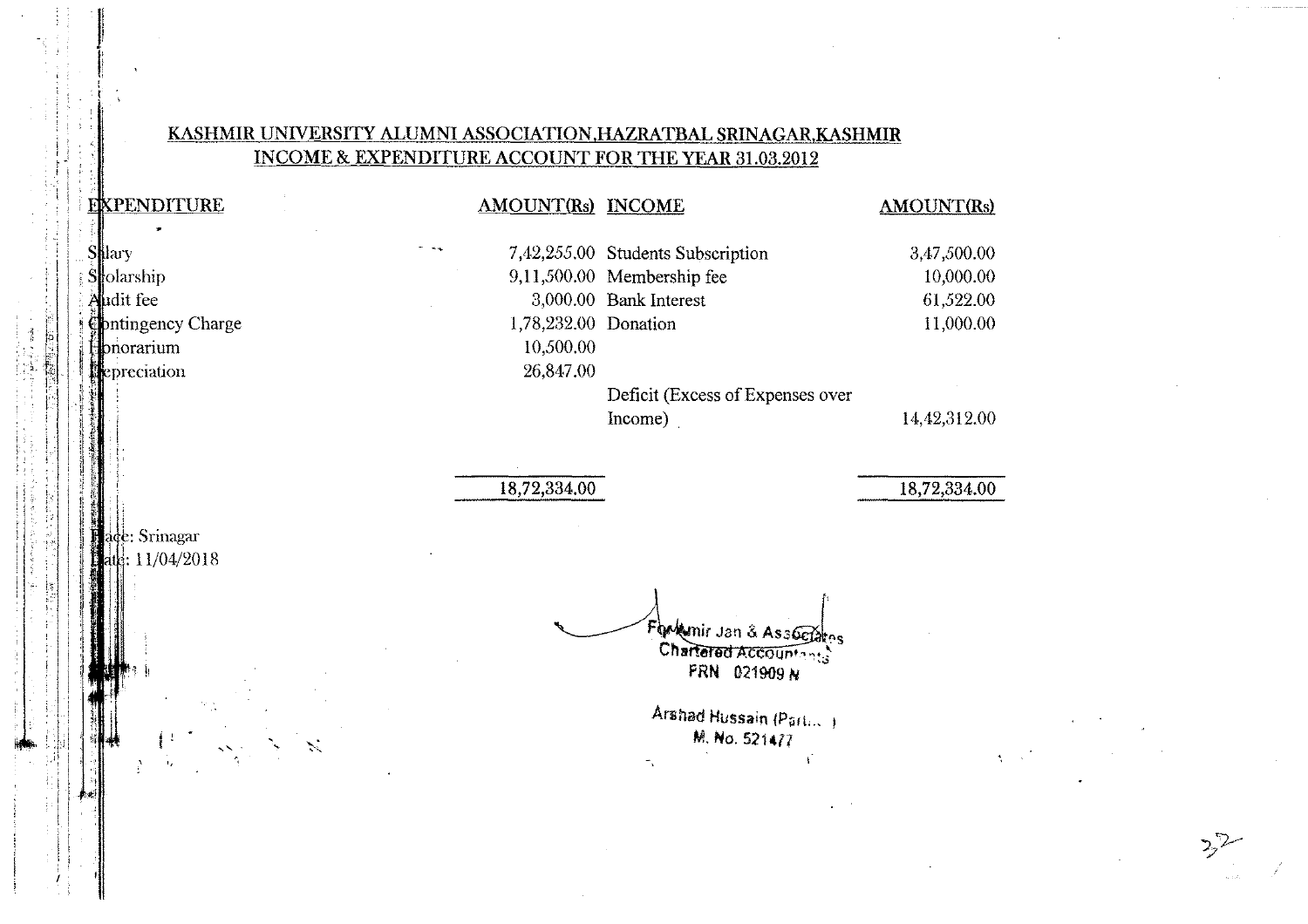## KASHMIR UNIVERSITY ALUMNI ASSOCIATION,HAZRATBAL SRINAGAR,KASHMIR
## INCOME & EXPENDITURE ACCOUNT FOR THE YEAR 31.03.2012

| EXPENDITURE | AMOUNT(Rs) | INCOME | AMOUNT(Rs) |
|---|---|---|---|
| Salary | 7,42,255.00 | Students Subscription | 3,47,500.00 |
| Scolarship | 9,11,500.00 | Membership fee | 10,000.00 |
| Audit fee | 3,000.00 | Bank Interest | 61,522.00 |
| Contingency Charge | 1,78,232.00 | Donation | 11,000.00 |
| Honorarium | 10,500.00 | | |
| Depreciation | 26,847.00 | | |
| | | Deficit (Excess of Expenses over Income) | 14,42,312.00 |
| | 18,72,334.00 | | 18,72,334.00 |

Place: Srinagar
Date: 11/04/2018

For Amir Jan & Associates
Chartered Accountants
FRN 021909 N

Arshad Hussain (Part... )
M. No. 521477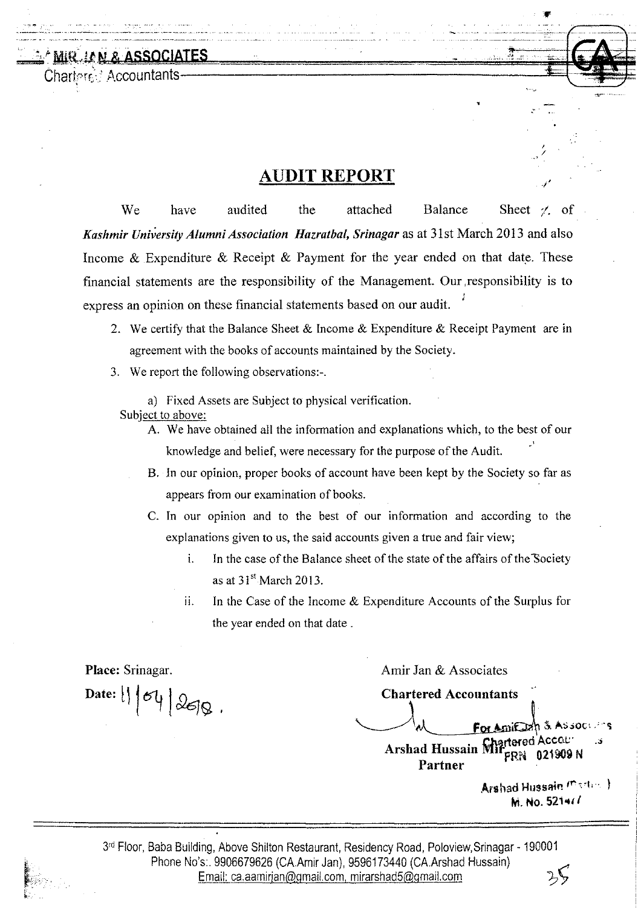MIR JAN & ASSOCIATES
Chartered Accountants

## AUDIT REPORT

We have audited the attached Balance Sheet ✓ of ***Kashmir University Alumni Association Hazratbal, Srinagar*** as at 31st March 2013 and also Income & Expenditure & Receipt & Payment for the year ended on that date. These financial statements are the responsibility of the Management. Our responsibility is to express an opinion on these financial statements based on our audit.

2. We certify that the Balance Sheet & Income & Expenditure & Receipt Payment are in agreement with the books of accounts maintained by the Society.
3. We report the following observations:-.

   a) Fixed Assets are Subject to physical verification.

Subject to above:

A. We have obtained all the information and explanations which, to the best of our knowledge and belief, were necessary for the purpose of the Audit.
B. In our opinion, proper books of account have been kept by the Society so far as appears from our examination of books.
C. In our opinion and to the best of our information and according to the explanations given to us, the said accounts given a true and fair view;
   i. In the case of the Balance sheet of the state of the affairs of the Society as at 31st March 2013.
   ii. In the Case of the Income & Expenditure Accounts of the Surplus for the year ended on that date .

**Place:** Srinagar.
**Date:** 11/04/2018.

Amir Jan & Associates
**Chartered Accountants**

For Amir Jan & Associates
Chartered Accountants
FRN 021909 N

**Arshad Hussain Mir**
**Partner**

Arshad Hussain (Partner)
M. No. 521441

3rd Floor, Baba Building, Above Shilton Restaurant, Residency Road, Poloview, Srinagar - 190001
Phone No's:. 9906679626 (CA.Amir Jan), 9596173440 (CA.Arshad Hussain)
Email: ca.aamirjan@gmail.com, mirarshad5@gmail.com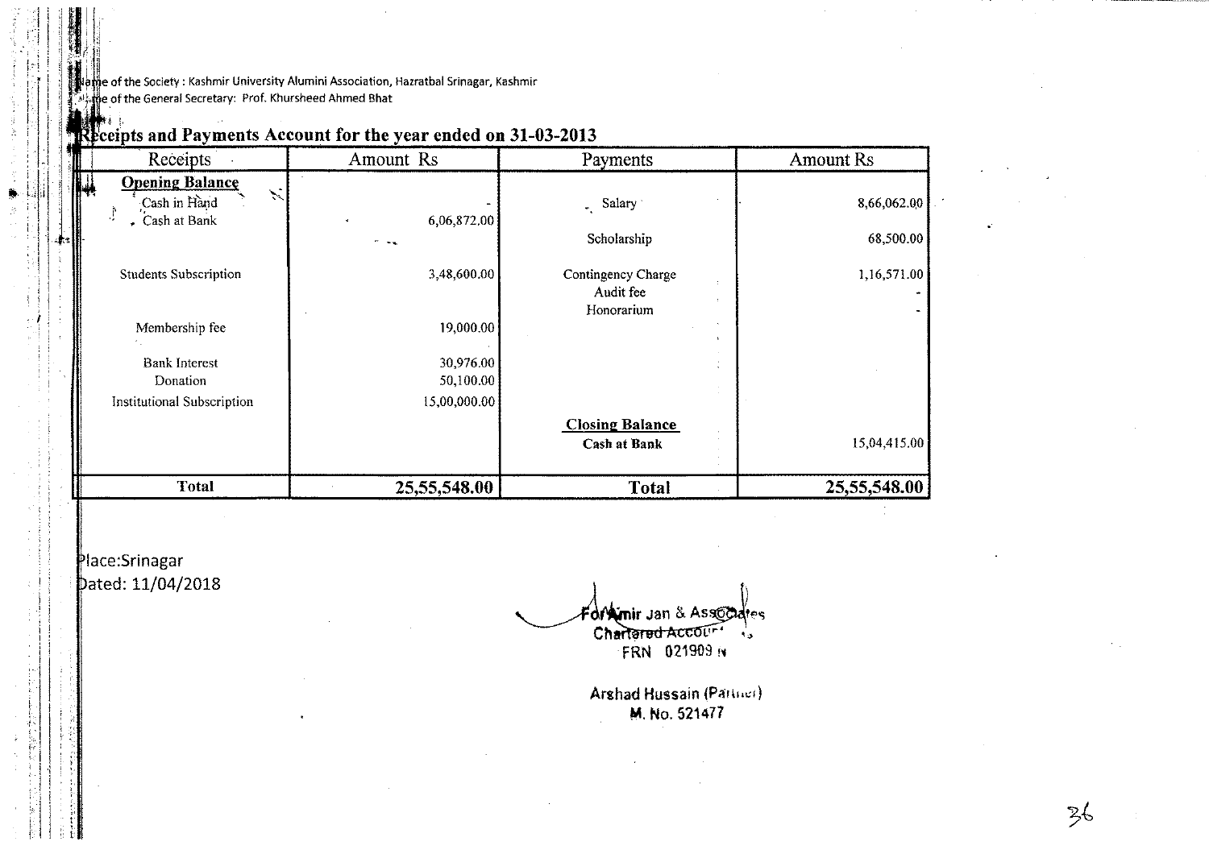Name of the Society : Kashmir University Alumini Association, Hazratbal Srinagar, Kashmir
Name of the General Secretary: Prof. Khursheed Ahmed Bhat

## Receipts and Payments Account for the year ended on 31-03-2013

| Receipts | Amount Rs | Payments | Amount Rs |
|---|---|---|---|
| **Opening Balance** | | | |
| Cash in Hand | - | Salary | 8,66,062.00 |
| Cash at Bank | 6,06,872.00 | | |
| | | Scholarship | 68,500.00 |
| Students Subscription | 3,48,600.00 | Contingency Charge | 1,16,571.00 |
| | | Audit fee | - |
| | | Honorarium | - |
| Membership fee | 19,000.00 | | |
| Bank Interest | 30,976.00 | | |
| Donation | 50,100.00 | | |
| Institutional Subscription | 15,00,000.00 | | |
| | | **Closing Balance** | |
| | | **Cash at Bank** | 15,04,415.00 |
| **Total** | **25,55,548.00** | **Total** | **25,55,548.00** |

Place:Srinagar
Dated: 11/04/2018

For Amir Jan & Associates
Chartered Accountants
FRN 021909 N

Arshad Hussain (Partner)
M. No. 521477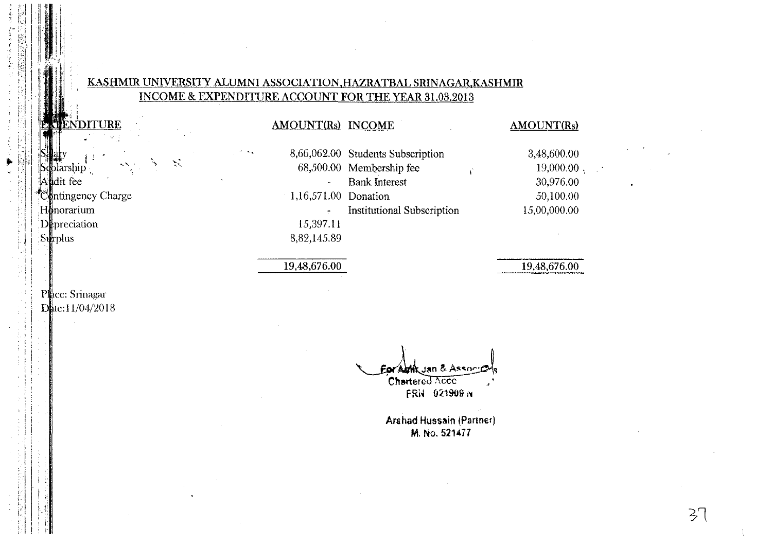## KASHMIR UNIVERSITY ALUMNI ASSOCIATION,HAZRATBAL SRINAGAR,KASHMIR

### INCOME & EXPENDITURE ACCOUNT FOR THE YEAR 31.03.2013

| EXPENDITURE | AMOUNT(Rs) | INCOME | AMOUNT(Rs) |
|---|---|---|---|
| Salary | 8,66,062.00 | Students Subscription | 3,48,600.00 |
| Scolarship | 68,500.00 | Membership fee | 19,000.00 |
| Audit fee | - | Bank Interest | 30,976.00 |
| Contingency Charge | 1,16,571.00 | Donation | 50,100.00 |
| Honorarium | - | Institutional Subscription | 15,00,000.00 |
| Depreciation | 15,397.11 | | |
| Surplus | 8,82,145.89 | | |
| | 19,48,676.00 | | 19,48,676.00 |

Place: Srinagar
Date:11/04/2018

For Amir Jan & Associates
Chartered Acc
FRN 021909 N

Arshad Hussain (Partner)
M. No. 521477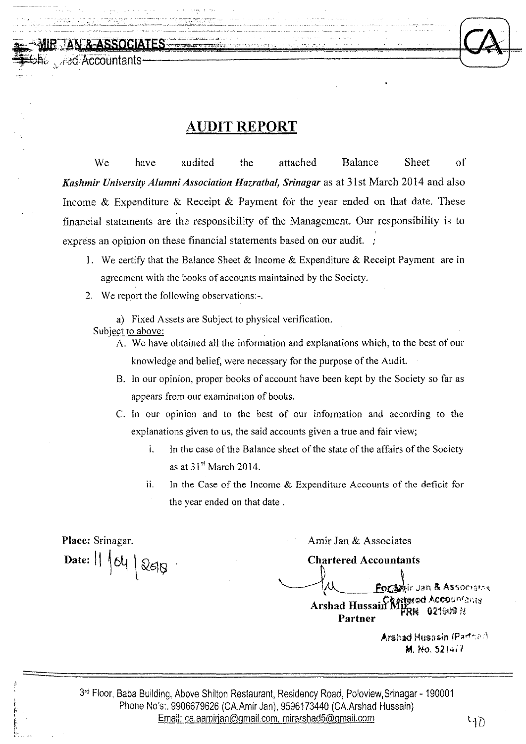MIR JAN & ASSOCIATES
Chartered Accountants

# AUDIT REPORT

We have audited the attached Balance Sheet of *Kashmir University Alumni Association Hazratbal, Srinagar* as at 31st March 2014 and also Income & Expenditure & Receipt & Payment for the year ended on that date. These financial statements are the responsibility of the Management. Our responsibility is to express an opinion on these financial statements based on our audit.

1. We certify that the Balance Sheet & Income & Expenditure & Receipt Payment are in agreement with the books of accounts maintained by the Society.
2. We report the following observations:-.

   a) Fixed Assets are Subject to physical verification.

Subject to above:

A. We have obtained all the information and explanations which, to the best of our knowledge and belief, were necessary for the purpose of the Audit.

B. In our opinion, proper books of account have been kept by the Society so far as appears from our examination of books.

C. In our opinion and to the best of our information and according to the explanations given to us, the said accounts given a true and fair view;

   i. In the case of the Balance sheet of the state of the affairs of the Society as at 31st March 2014.

   ii. In the Case of the Income & Expenditure Accounts of the deficit for the year ended on that date .

**Place:** Srinagar.
**Date:** 11/04/2018

Amir Jan & Associates
**Chartered Accountants**

For Amir Jan & Associates
Chartered Accountants
FRN 021809 N

**Arshad Hussain Mir**
**Partner**

Arshad Hussain (Partner)
M. No. 521477

3rd Floor, Baba Building, Above Shilton Restaurant, Residency Road, Poloview, Srinagar - 190001
Phone No's:. 9906679626 (CA.Amir Jan), 9596173440 (CA.Arshad Hussain)
Email: ca.aamirjan@gmail.com, mirarshad5@gmail.com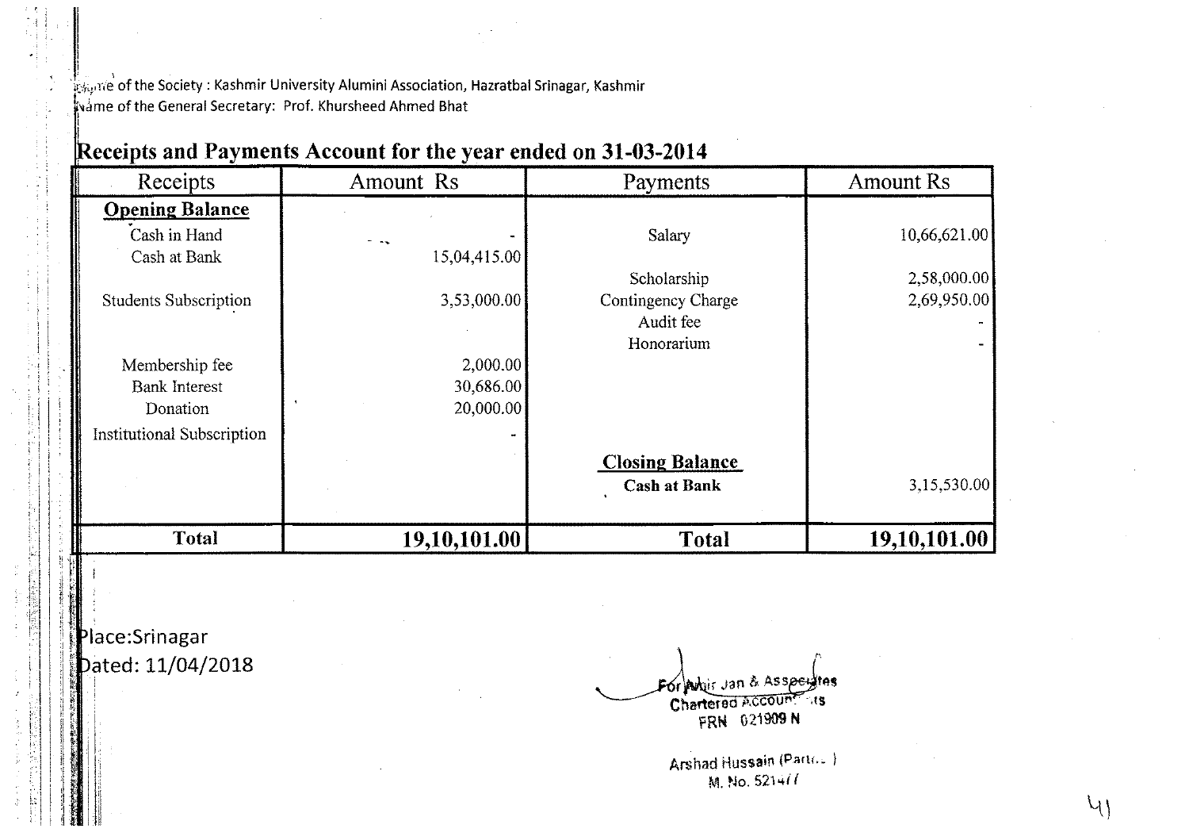Name of the Society : Kashmir University Alumini Association, Hazratbal Srinagar, Kashmir
Name of the General Secretary: Prof. Khursheed Ahmed Bhat

# Receipts and Payments Account for the year ended on 31-03-2014

| Receipts | Amount Rs | Payments | Amount Rs |
|---|---|---|---|
| **Opening Balance** | | | |
| Cash in Hand | - | Salary | 10,66,621.00 |
| Cash at Bank | 15,04,415.00 | | |
| | | Scholarship | 2,58,000.00 |
| Students Subscription | 3,53,000.00 | Contingency Charge | 2,69,950.00 |
| | | Audit fee | - |
| | | Honorarium | - |
| Membership fee | 2,000.00 | | |
| Bank Interest | 30,686.00 | | |
| Donation | 20,000.00 | | |
| Institutional Subscription | - | | |
| | | **Closing Balance** | |
| | | **Cash at Bank** | 3,15,530.00 |
| **Total** | **19,10,101.00** | **Total** | **19,10,101.00** |

Place:Srinagar
Dated: 11/04/2018

For Amir Jan & Associates
Chartered Accountants
FRN 021909 N

Arshad Hussain (Partner)
M. No. 521477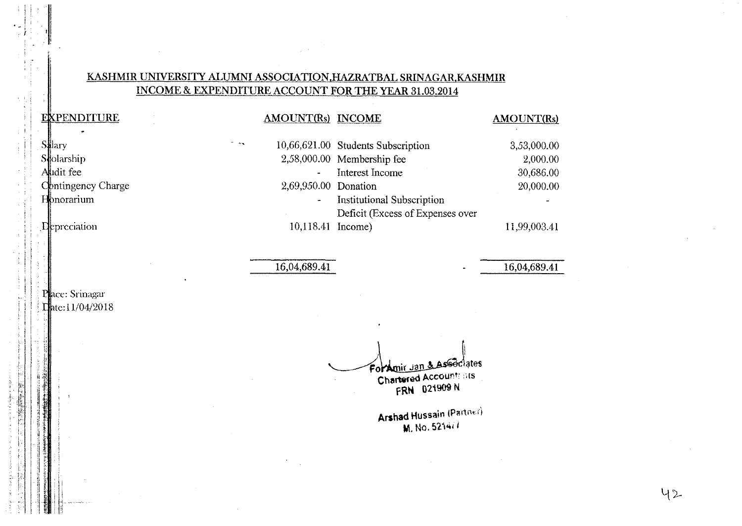# KASHMIR UNIVERSITY ALUMNI ASSOCIATION,HAZRATBAL SRINAGAR,KASHMIR

## INCOME & EXPENDITURE ACCOUNT FOR THE YEAR 31.03.2014

| EXPENDITURE | AMOUNT(Rs) | INCOME | AMOUNT(Rs) |
|---|---|---|---|
| Salary | 10,66,621.00 | Students Subscription | 3,53,000.00 |
| Scolarship | 2,58,000.00 | Membership fee | 2,000.00 |
| Audit fee | - | Interest Income | 30,686.00 |
| Contingency Charge | 2,69,950.00 | Donation | 20,000.00 |
| Honorarium | - | Institutional Subscription | - |
| Depreciation | 10,118.41 | Deficit (Excess of Expenses over Income) | 11,99,003.41 |
| | 16,04,689.41 | | 16,04,689.41 |

Place: Srinagar
Date:11/04/2018

For Amir Jan & Associates
Chartered Accountants
FRN 021909 N

Arshad Hussain (Partner)
M. No. 521477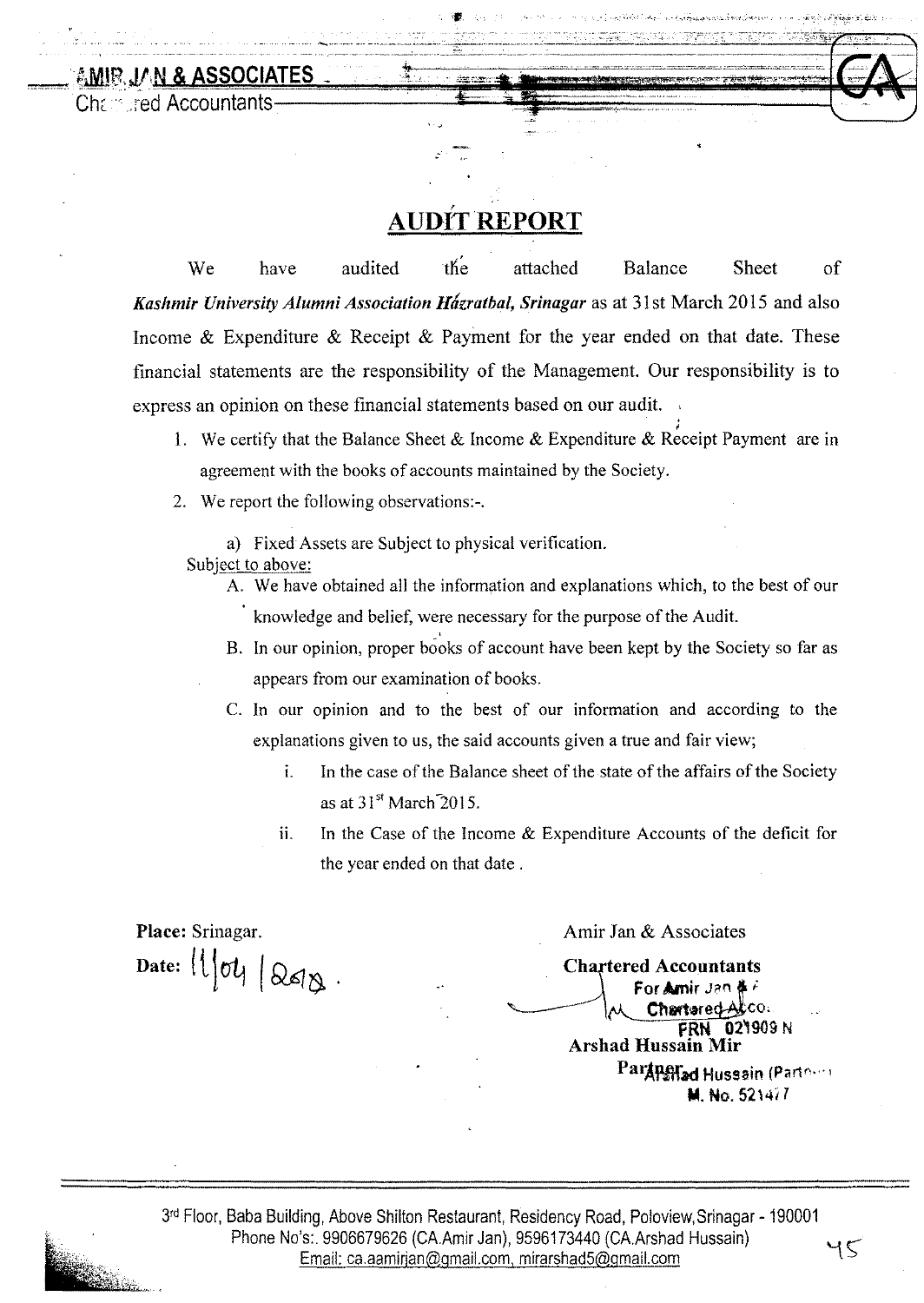**AMIR JAN & ASSOCIATES**
Chartered Accountants

# AUDIT REPORT

We have audited the attached Balance Sheet of ***Kashmir University Alumni Association Hazratbal, Srinagar*** as at 31st March 2015 and also Income & Expenditure & Receipt & Payment for the year ended on that date. These financial statements are the responsibility of the Management. Our responsibility is to express an opinion on these financial statements based on our audit.

1. We certify that the Balance Sheet & Income & Expenditure & Receipt Payment are in agreement with the books of accounts maintained by the Society.
2. We report the following observations:-.

   a) Fixed Assets are Subject to physical verification.

Subject to above:

A. We have obtained all the information and explanations which, to the best of our knowledge and belief, were necessary for the purpose of the Audit.

B. In our opinion, proper books of account have been kept by the Society so far as appears from our examination of books.

C. In our opinion and to the best of our information and according to the explanations given to us, the said accounts given a true and fair view;

   i. In the case of the Balance sheet of the state of the affairs of the Society as at 31st March 2015.

   ii. In the Case of the Income & Expenditure Accounts of the deficit for the year ended on that date .

**Place:** Srinagar.

**Date:** 11/04/2018.

Amir Jan & Associates

**Chartered Accountants**

For Amir Jan & Chartered Acco.
FRN 021909 N

**Arshad Hussain Mir**

Partner

Arshad Hussain (Partner)
M. No. 521477

3rd Floor, Baba Building, Above Shilton Restaurant, Residency Road, Poloview, Srinagar - 190001
Phone No's:. 9906679626 (CA.Amir Jan), 9596173440 (CA.Arshad Hussain)
Email: ca.aamirjan@gmail.com, mirarshad5@gmail.com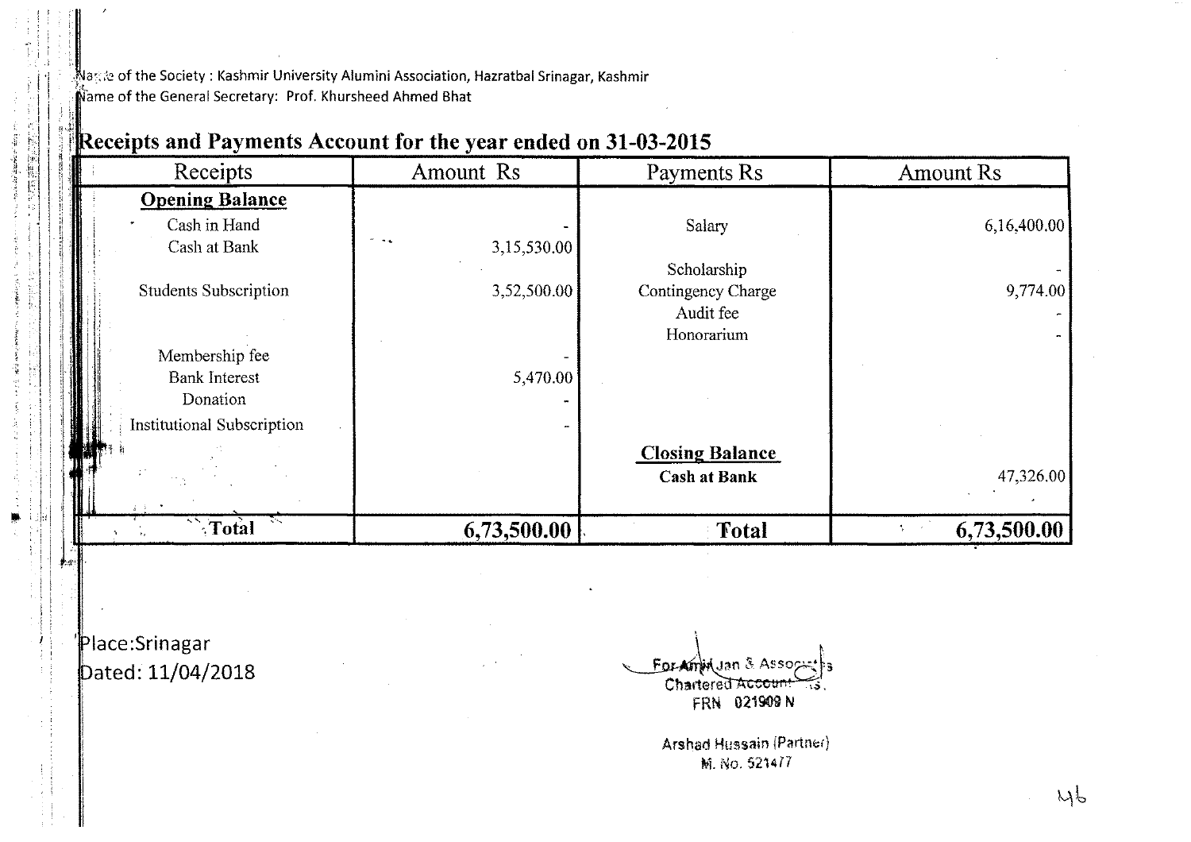Name of the Society : Kashmir University Alumini Association, Hazratbal Srinagar, Kashmir
Name of the General Secretary: Prof. Khursheed Ahmed Bhat

## Receipts and Payments Account for the year ended on 31-03-2015

| Receipts | Amount Rs | Payments Rs | Amount Rs |
|---|---|---|---|
| **Opening Balance** | | | |
| Cash in Hand | - | Salary | 6,16,400.00 |
| Cash at Bank | 3,15,530.00 | | |
| | | Scholarship | - |
| Students Subscription | 3,52,500.00 | Contingency Charge | 9,774.00 |
| | | Audit fee | - |
| | | Honorarium | - |
| Membership fee | - | | |
| Bank Interest | 5,470.00 | | |
| Donation | - | | |
| Institutional Subscription | - | | |
| | | **Closing Balance** | |
| | | **Cash at Bank** | 47,326.00 |
| **Total** | **6,73,500.00** | **Total** | **6,73,500.00** |

Place:Srinagar
Dated: 11/04/2018

For Amir Jan & Associates
Chartered Accountants.
FRN 021909 N

Arshad Hussain (Partner)
M. No. 521477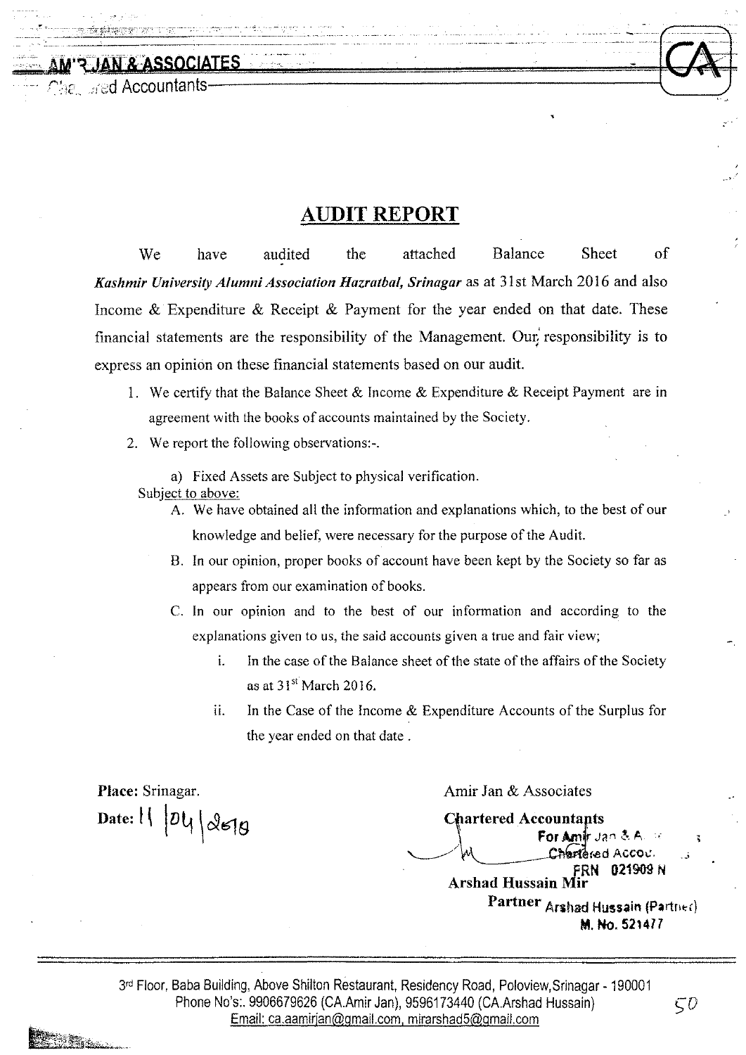AMIR JAN & ASSOCIATES

Chartered Accountants

# AUDIT REPORT

We have audited the attached Balance Sheet of ***Kashmir University Alumni Association Hazratbal, Srinagar*** as at 31st March 2016 and also Income & Expenditure & Receipt & Payment for the year ended on that date. These financial statements are the responsibility of the Management. Our responsibility is to express an opinion on these financial statements based on our audit.

1. We certify that the Balance Sheet & Income & Expenditure & Receipt Payment are in agreement with the books of accounts maintained by the Society.
2. We report the following observations:-.

   a) Fixed Assets are Subject to physical verification.

Subject to above:

A. We have obtained all the information and explanations which, to the best of our knowledge and belief, were necessary for the purpose of the Audit.

B. In our opinion, proper books of account have been kept by the Society so far as appears from our examination of books.

C. In our opinion and to the best of our information and according to the explanations given to us, the said accounts given a true and fair view;

   i. In the case of the Balance sheet of the state of the affairs of the Society as at 31st March 2016.

   ii. In the Case of the Income & Expenditure Accounts of the Surplus for the year ended on that date .

**Place:** Srinagar.

**Date:** 11/04/2018

Amir Jan & Associates

**Chartered Accountants**

For Amir Jan & Associates
Chartered Accountants
FRN 021909 N

**Arshad Hussain Mir**

**Partner** Arshad Hussain (Partner)
M. No. 521477

3rd Floor, Baba Building, Above Shilton Restaurant, Residency Road, Poloview, Srinagar - 190001
Phone No's:. 9906679626 (CA.Amir Jan), 9596173440 (CA.Arshad Hussain)
Email: ca.aamirjan@gmail.com, mirarshad5@gmail.com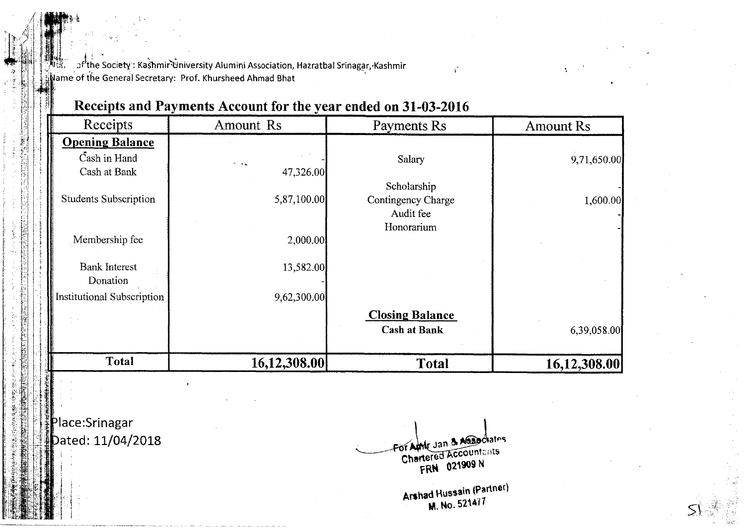Name of the Society : Kashmir University Alumini Association, Hazratbal Srinagar, Kashmir
Name of the General Secretary: Prof. Khursheed Ahmad Bhat

## Receipts and Payments Account for the year ended on 31-03-2016

| Receipts | Amount Rs | Payments Rs | Amount Rs |
|---|---|---|---|
| **Opening Balance** | | | |
| Cash in Hand | - | Salary | 9,71,650.00 |
| Cash at Bank | 47,326.00 | | |
| | | Scholarship | - |
| Students Subscription | 5,87,100.00 | Contingency Charge | 1,600.00 |
| | | Audit fee | - |
| | | Honorarium | - |
| Membership fee | 2,000.00 | | |
| Bank Interest | 13,582.00 | | |
| Donation | - | | |
| Institutional Subscription | 9,62,300.00 | | |
| | | **Closing Balance** | |
| | | **Cash at Bank** | 6,39,058.00 |
| **Total** | **16,12,308.00** | **Total** | **16,12,308.00** |

Place:Srinagar
Dated: 11/04/2018

For Amir Jan & Associates
Chartered Accountants
FRN 021909 N

Arshad Hussain (Partner)
M. No. 521477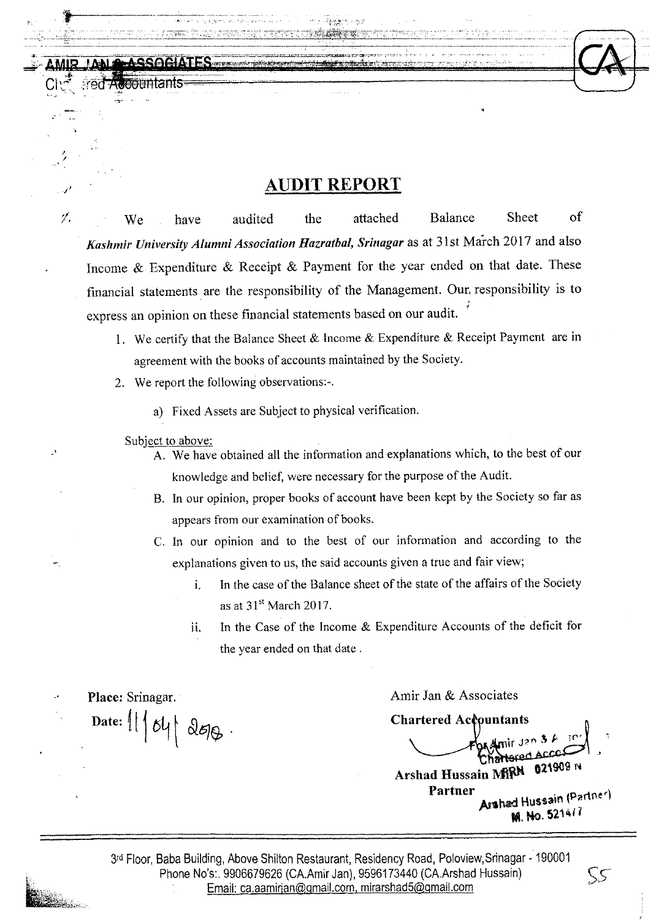AMIR JAN & ASSOCIATES
Chartered Accountants

# AUDIT REPORT

We have audited the attached Balance Sheet of *Kashmir University Alumni Association Hazratbal, Srinagar* as at 31st March 2017 and also Income & Expenditure & Receipt & Payment for the year ended on that date. These financial statements are the responsibility of the Management. Our responsibility is to express an opinion on these financial statements based on our audit.

1. We certify that the Balance Sheet & Income & Expenditure & Receipt Payment are in agreement with the books of accounts maintained by the Society.
2. We report the following observations:-.
   a) Fixed Assets are Subject to physical verification.

Subject to above:

A. We have obtained all the information and explanations which, to the best of our knowledge and belief, were necessary for the purpose of the Audit.

B. In our opinion, proper books of account have been kept by the Society so far as appears from our examination of books.

C. In our opinion and to the best of our information and according to the explanations given to us, the said accounts given a true and fair view;

   i. In the case of the Balance sheet of the state of the affairs of the Society as at 31st March 2017.

   ii. In the Case of the Income & Expenditure Accounts of the deficit for the year ended on that date .

**Place:** Srinagar.

**Date:** 11/04/2018.

Amir Jan & Associates

**Chartered Accountants**

For Amir Jan & Associates
Chartered Accountants

**Arshad Hussain MIRN 021909 N**

**Partner**

Arshad Hussain (Partner)
M. No. 521477

3rd Floor, Baba Building, Above Shilton Restaurant, Residency Road, Poloview, Srinagar - 190001
Phone No's:. 9906679626 (CA.Amir Jan), 9596173440 (CA.Arshad Hussain)
Email: ca.aamirjan@gmail.com, mirarshad5@gmail.com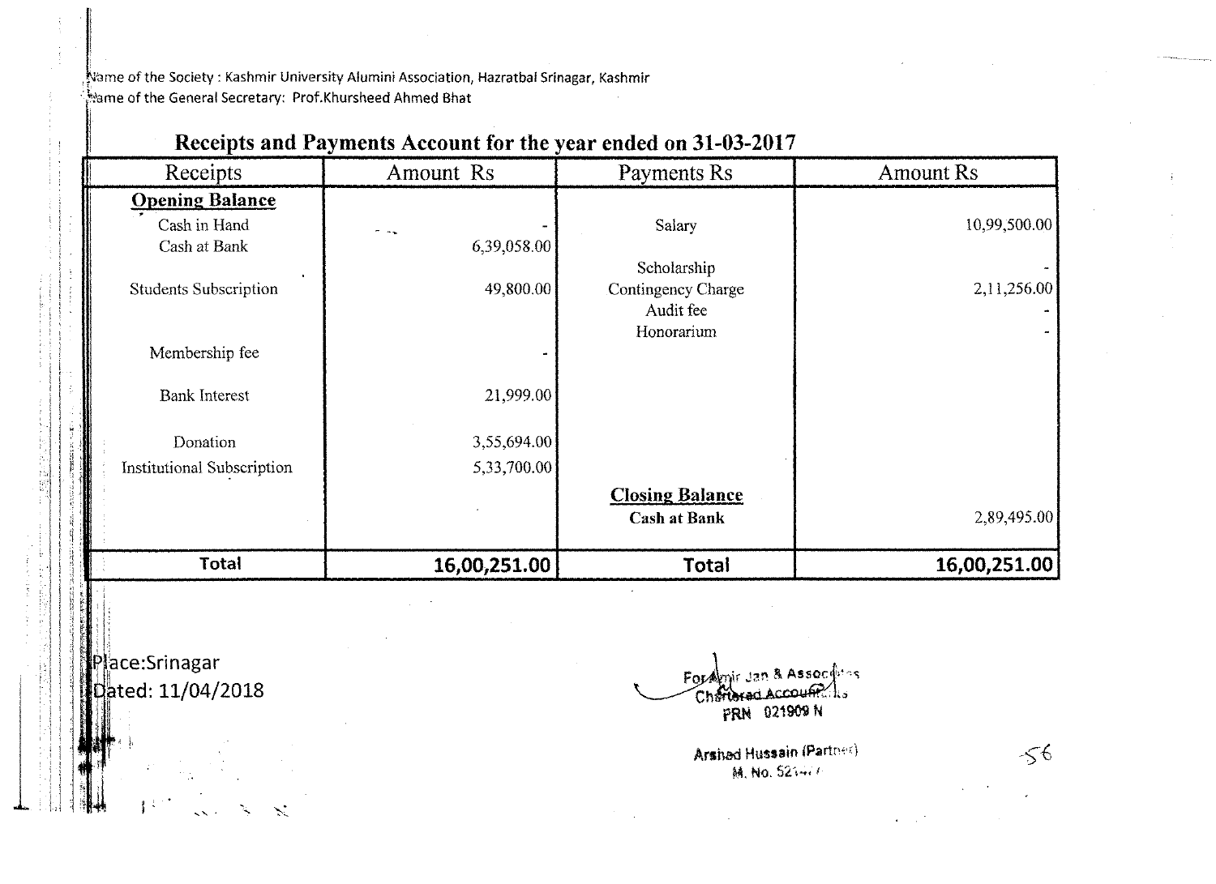Name of the Society : Kashmir University Alumini Association, Hazratbal Srinagar, Kashmir
Name of the General Secretary: Prof.Khursheed Ahmed Bhat

## Receipts and Payments Account for the year ended on 31-03-2017

| Receipts | Amount Rs | Payments Rs | Amount Rs |
|---|---|---|---|
| **Opening Balance** | | | |
| Cash in Hand | - | Salary | 10,99,500.00 |
| Cash at Bank | 6,39,058.00 | | |
| | | Scholarship | - |
| Students Subscription | 49,800.00 | Contingency Charge | 2,11,256.00 |
| | | Audit fee | - |
| | | Honorarium | - |
| Membership fee | - | | |
| Bank Interest | 21,999.00 | | |
| Donation | 3,55,694.00 | | |
| Institutional Subscription | 5,33,700.00 | | |
| | | **Closing Balance** | |
| | | **Cash at Bank** | 2,89,495.00 |
| **Total** | **16,00,251.00** | **Total** | **16,00,251.00** |

Place:Srinagar
Dated: 11/04/2018

For Amir Jan & Associates
Chartered Accountants
FRN 021909 N

Arshad Hussain (Partner)
M. No. 521477